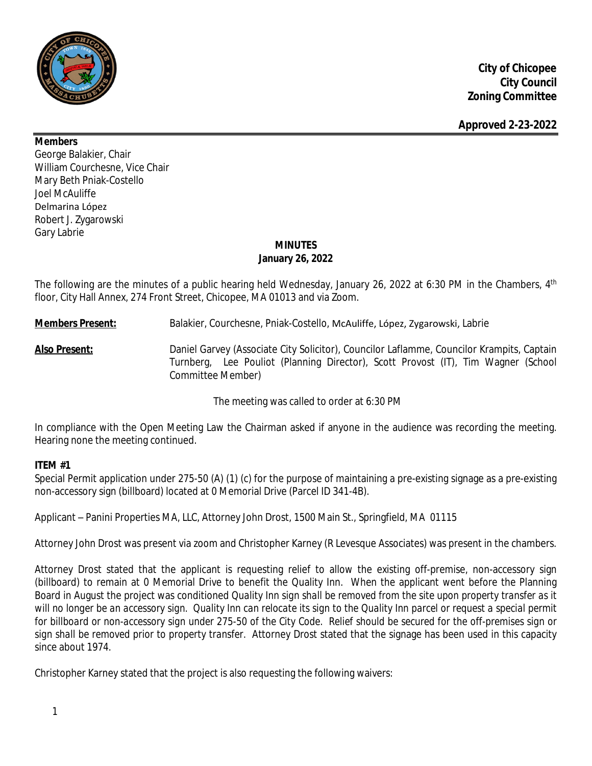**City of Chicopee**
**City Council**
**Zoning Committee**

**Approved 2-23-2022**

**Members**
George Balakier, Chair
William Courchesne, Vice Chair
Mary Beth Pniak-Costello
Joel McAuliffe
Delmarina López
Robert J. Zygarowski
Gary Labrie

## MINUTES
**January 26, 2022**

The following are the minutes of a public hearing held Wednesday, January 26, 2022 at 6:30 PM in the Chambers, 4th floor, City Hall Annex, 274 Front Street, Chicopee, MA 01013 and via Zoom.

**Members Present:** Balakier, Courchesne, Pniak-Costello, McAuliffe, López, Zygarowski, Labrie

**Also Present:** Daniel Garvey (Associate City Solicitor), Councilor Laflamme, Councilor Krampits, Captain Turnberg, Lee Pouliot (Planning Director), Scott Provost (IT), Tim Wagner (School Committee Member)

The meeting was called to order at 6:30 PM

In compliance with the Open Meeting Law the Chairman asked if anyone in the audience was recording the meeting. Hearing none the meeting continued.

**ITEM #1**
Special Permit application under 275-50 (A) (1) (c) for the purpose of maintaining a pre-existing signage as a pre-existing non-accessory sign (billboard) located at 0 Memorial Drive (Parcel ID 341-4B).

Applicant – Panini Properties MA, LLC, Attorney John Drost, 1500 Main St., Springfield, MA 01115

Attorney John Drost was present via zoom and Christopher Karney (R Levesque Associates) was present in the chambers.

Attorney Drost stated that the applicant is requesting relief to allow the existing off-premise, non-accessory sign (billboard) to remain at 0 Memorial Drive to benefit the Quality Inn. When the applicant went before the Planning Board in August the project was conditioned *Quality Inn sign shall be removed from the site upon property transfer as it will no longer be an accessory sign. Quality Inn can relocate its sign to the Quality Inn parcel or request a special permit for billboard or non-accessory sign under 275-50 of the City Code. Relief should be secured for the off-premises sign or sign shall be removed prior to property transfer.* Attorney Drost stated that the signage has been used in this capacity since about 1974.

Christopher Karney stated that the project is also requesting the following waivers: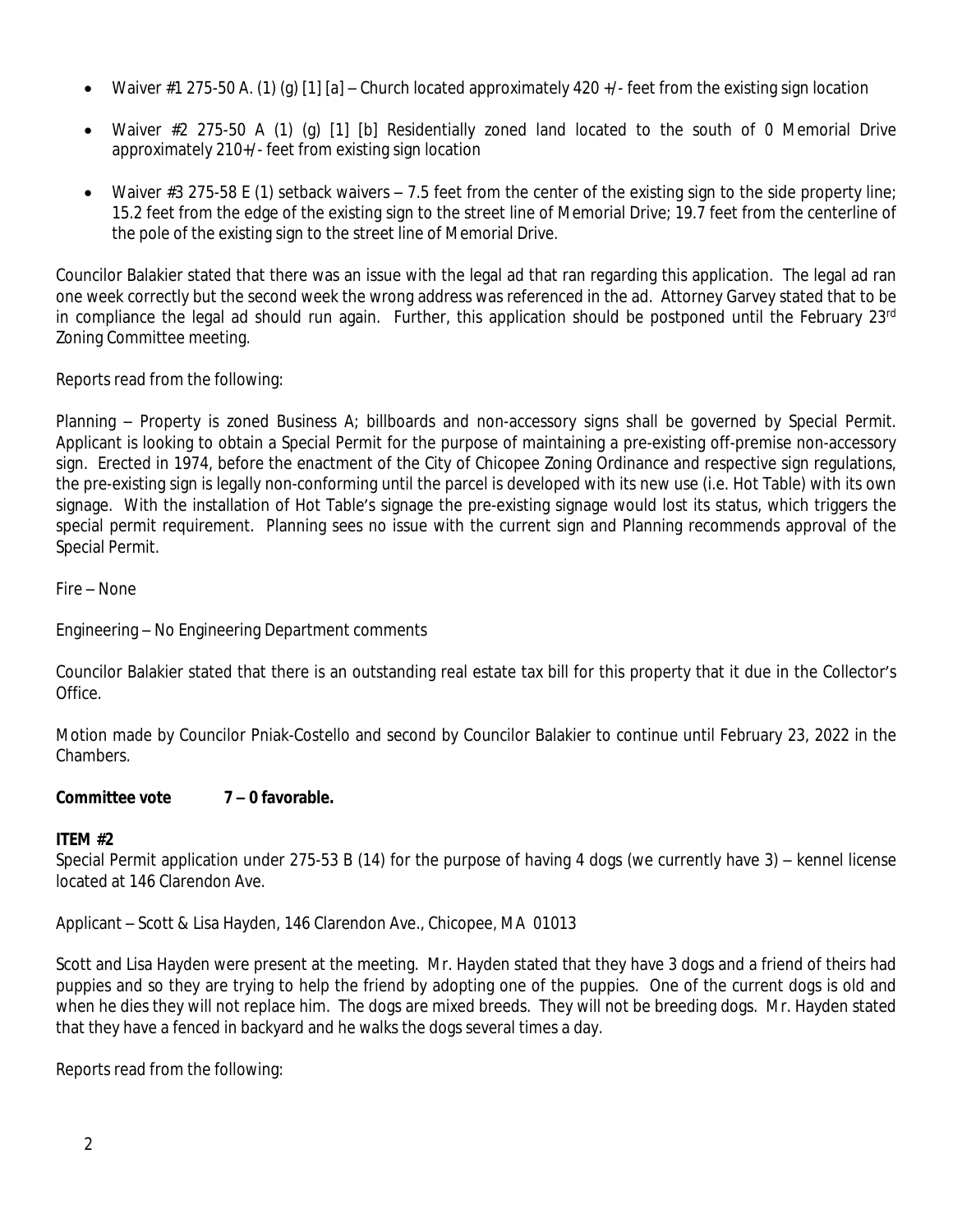- Waiver #1 275-50 A. (1) (g) [1] [a] – Church located approximately 420 +/- feet from the existing sign location
- Waiver #2 275-50 A (1) (g) [1] [b] Residentially zoned land located to the south of 0 Memorial Drive approximately 210+/- feet from existing sign location
- Waiver #3 275-58 E (1) setback waivers – 7.5 feet from the center of the existing sign to the side property line; 15.2 feet from the edge of the existing sign to the street line of Memorial Drive; 19.7 feet from the centerline of the pole of the existing sign to the street line of Memorial Drive.

Councilor Balakier stated that there was an issue with the legal ad that ran regarding this application. The legal ad ran one week correctly but the second week the wrong address was referenced in the ad. Attorney Garvey stated that to be in compliance the legal ad should run again. Further, this application should be postponed until the February 23rd Zoning Committee meeting.

Reports read from the following:

Planning – Property is zoned Business A; billboards and non-accessory signs shall be governed by Special Permit. Applicant is looking to obtain a Special Permit for the purpose of maintaining a pre-existing off-premise non-accessory sign. Erected in 1974, before the enactment of the City of Chicopee Zoning Ordinance and respective sign regulations, the pre-existing sign is legally non-conforming until the parcel is developed with its new use (i.e. Hot Table) with its own signage. With the installation of Hot Table's signage the pre-existing signage would lost its status, which triggers the special permit requirement. Planning sees no issue with the current sign and Planning recommends approval of the Special Permit.

Fire – None

Engineering – No Engineering Department comments

Councilor Balakier stated that there is an outstanding real estate tax bill for this property that it due in the Collector's Office.

Motion made by Councilor Pniak-Costello and second by Councilor Balakier to continue until February 23, 2022 in the Chambers.

**Committee vote 7 – 0 favorable.**

**ITEM #2**
Special Permit application under 275-53 B (14) for the purpose of having 4 dogs (we currently have 3) – kennel license located at 146 Clarendon Ave.

Applicant – Scott & Lisa Hayden, 146 Clarendon Ave., Chicopee, MA 01013

Scott and Lisa Hayden were present at the meeting. Mr. Hayden stated that they have 3 dogs and a friend of theirs had puppies and so they are trying to help the friend by adopting one of the puppies. One of the current dogs is old and when he dies they will not replace him. The dogs are mixed breeds. They will not be breeding dogs. Mr. Hayden stated that they have a fenced in backyard and he walks the dogs several times a day.

Reports read from the following: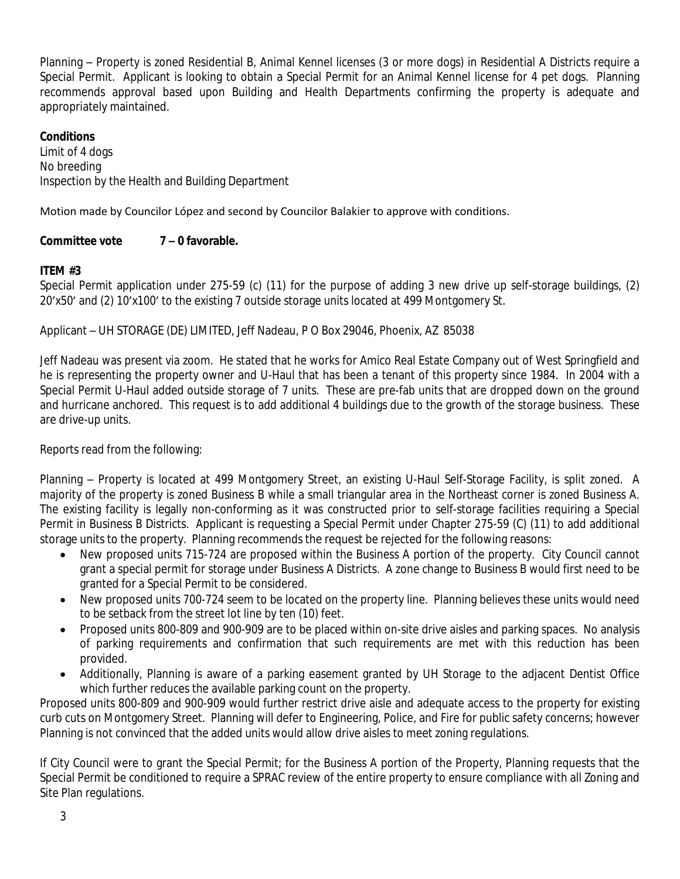Planning – Property is zoned Residential B, Animal Kennel licenses (3 or more dogs) in Residential A Districts require a Special Permit. Applicant is looking to obtain a Special Permit for an Animal Kennel license for 4 pet dogs. Planning recommends approval based upon Building and Health Departments confirming the property is adequate and appropriately maintained.

**Conditions**
Limit of 4 dogs
No breeding
Inspection by the Health and Building Department

Motion made by Councilor López and second by Councilor Balakier to approve with conditions.

**Committee vote 7 – 0 favorable.**

**ITEM #3**
Special Permit application under 275-59 (c) (11) for the purpose of adding 3 new drive up self-storage buildings, (2) 20'x50' and (2) 10'x100' to the existing 7 outside storage units located at 499 Montgomery St.

Applicant – UH STORAGE (DE) LIMITED, Jeff Nadeau, P O Box 29046, Phoenix, AZ 85038

Jeff Nadeau was present via zoom. He stated that he works for Amico Real Estate Company out of West Springfield and he is representing the property owner and U-Haul that has been a tenant of this property since 1984. In 2004 with a Special Permit U-Haul added outside storage of 7 units. These are pre-fab units that are dropped down on the ground and hurricane anchored. This request is to add additional 4 buildings due to the growth of the storage business. These are drive-up units.

Reports read from the following:

Planning – Property is located at 499 Montgomery Street, an existing U-Haul Self-Storage Facility, is split zoned. A majority of the property is zoned Business B while a small triangular area in the Northeast corner is zoned Business A. The existing facility is legally non-conforming as it was constructed prior to self-storage facilities requiring a Special Permit in Business B Districts. Applicant is requesting a Special Permit under Chapter 275-59 (C) (11) to add additional storage units to the property. Planning recommends the request be rejected for the following reasons:

- New proposed units 715-724 are proposed within the Business A portion of the property. City Council cannot grant a special permit for storage under Business A Districts. A zone change to Business B would first need to be granted for a Special Permit to be considered.
- New proposed units 700-724 seem to be located on the property line. Planning believes these units would need to be setback from the street lot line by ten (10) feet.
- Proposed units 800-809 and 900-909 are to be placed within on-site drive aisles and parking spaces. No analysis of parking requirements and confirmation that such requirements are met with this reduction has been provided.
- Additionally, Planning is aware of a parking easement granted by UH Storage to the adjacent Dentist Office which further reduces the available parking count on the property.

Proposed units 800-809 and 900-909 would further restrict drive aisle and adequate access to the property for existing curb cuts on Montgomery Street. Planning will defer to Engineering, Police, and Fire for public safety concerns; however Planning is not convinced that the added units would allow drive aisles to meet zoning regulations.

If City Council were to grant the Special Permit; for the Business A portion of the Property, Planning requests that the Special Permit be conditioned to require a SPRAC review of the entire property to ensure compliance with all Zoning and Site Plan regulations.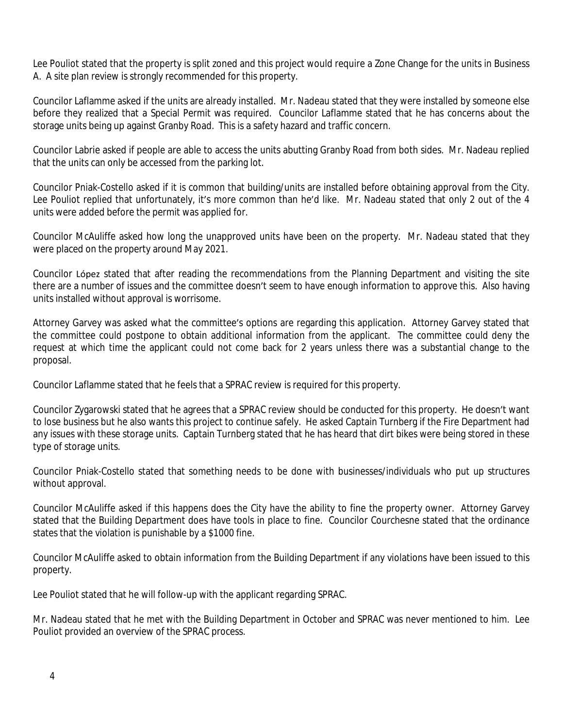Lee Pouliot stated that the property is split zoned and this project would require a Zone Change for the units in Business A. A site plan review is strongly recommended for this property.

Councilor Laflamme asked if the units are already installed. Mr. Nadeau stated that they were installed by someone else before they realized that a Special Permit was required. Councilor Laflamme stated that he has concerns about the storage units being up against Granby Road. This is a safety hazard and traffic concern.

Councilor Labrie asked if people are able to access the units abutting Granby Road from both sides. Mr. Nadeau replied that the units can only be accessed from the parking lot.

Councilor Pniak-Costello asked if it is common that building/units are installed before obtaining approval from the City. Lee Pouliot replied that unfortunately, it's more common than he'd like. Mr. Nadeau stated that only 2 out of the 4 units were added before the permit was applied for.

Councilor McAuliffe asked how long the unapproved units have been on the property. Mr. Nadeau stated that they were placed on the property around May 2021.

Councilor López stated that after reading the recommendations from the Planning Department and visiting the site there are a number of issues and the committee doesn't seem to have enough information to approve this. Also having units installed without approval is worrisome.

Attorney Garvey was asked what the committee's options are regarding this application. Attorney Garvey stated that the committee could postpone to obtain additional information from the applicant. The committee could deny the request at which time the applicant could not come back for 2 years unless there was a substantial change to the proposal.

Councilor Laflamme stated that he feels that a SPRAC review is required for this property.

Councilor Zygarowski stated that he agrees that a SPRAC review should be conducted for this property. He doesn't want to lose business but he also wants this project to continue safely. He asked Captain Turnberg if the Fire Department had any issues with these storage units. Captain Turnberg stated that he has heard that dirt bikes were being stored in these type of storage units.

Councilor Pniak-Costello stated that something needs to be done with businesses/individuals who put up structures without approval.

Councilor McAuliffe asked if this happens does the City have the ability to fine the property owner. Attorney Garvey stated that the Building Department does have tools in place to fine. Councilor Courchesne stated that the ordinance states that the violation is punishable by a $1000 fine.

Councilor McAuliffe asked to obtain information from the Building Department if any violations have been issued to this property.

Lee Pouliot stated that he will follow-up with the applicant regarding SPRAC.

Mr. Nadeau stated that he met with the Building Department in October and SPRAC was never mentioned to him. Lee Pouliot provided an overview of the SPRAC process.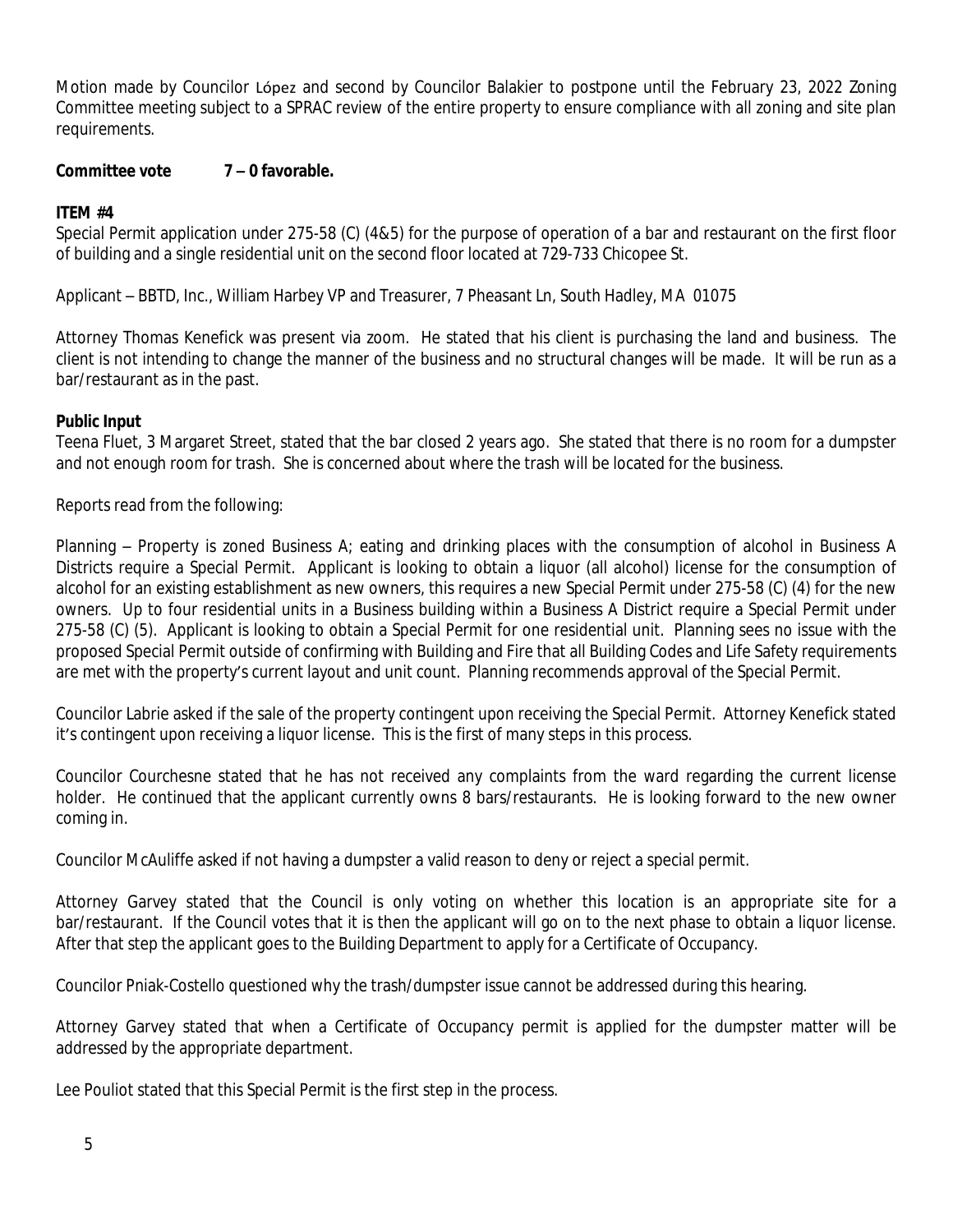Motion made by Councilor López and second by Councilor Balakier to postpone until the February 23, 2022 Zoning Committee meeting subject to a SPRAC review of the entire property to ensure compliance with all zoning and site plan requirements.

**Committee vote 7 – 0 favorable.**

**ITEM #4**

Special Permit application under 275-58 (C) (4&5) for the purpose of operation of a bar and restaurant on the first floor of building and a single residential unit on the second floor located at 729-733 Chicopee St.

Applicant – BBTD, Inc., William Harbey VP and Treasurer, 7 Pheasant Ln, South Hadley, MA 01075

Attorney Thomas Kenefick was present via zoom. He stated that his client is purchasing the land and business. The client is not intending to change the manner of the business and no structural changes will be made. It will be run as a bar/restaurant as in the past.

**Public Input**

Teena Fluet, 3 Margaret Street, stated that the bar closed 2 years ago. She stated that there is no room for a dumpster and not enough room for trash. She is concerned about where the trash will be located for the business.

Reports read from the following:

Planning – Property is zoned Business A; eating and drinking places with the consumption of alcohol in Business A Districts require a Special Permit. Applicant is looking to obtain a liquor (all alcohol) license for the consumption of alcohol for an existing establishment as new owners, this requires a new Special Permit under 275-58 (C) (4) for the new owners. Up to four residential units in a Business building within a Business A District require a Special Permit under 275-58 (C) (5). Applicant is looking to obtain a Special Permit for one residential unit. Planning sees no issue with the proposed Special Permit outside of confirming with Building and Fire that all Building Codes and Life Safety requirements are met with the property's current layout and unit count. Planning recommends approval of the Special Permit.

Councilor Labrie asked if the sale of the property contingent upon receiving the Special Permit. Attorney Kenefick stated it's contingent upon receiving a liquor license. This is the first of many steps in this process.

Councilor Courchesne stated that he has not received any complaints from the ward regarding the current license holder. He continued that the applicant currently owns 8 bars/restaurants. He is looking forward to the new owner coming in.

Councilor McAuliffe asked if not having a dumpster a valid reason to deny or reject a special permit.

Attorney Garvey stated that the Council is only voting on whether this location is an appropriate site for a bar/restaurant. If the Council votes that it is then the applicant will go on to the next phase to obtain a liquor license. After that step the applicant goes to the Building Department to apply for a Certificate of Occupancy.

Councilor Pniak-Costello questioned why the trash/dumpster issue cannot be addressed during this hearing.

Attorney Garvey stated that when a Certificate of Occupancy permit is applied for the dumpster matter will be addressed by the appropriate department.

Lee Pouliot stated that this Special Permit is the first step in the process.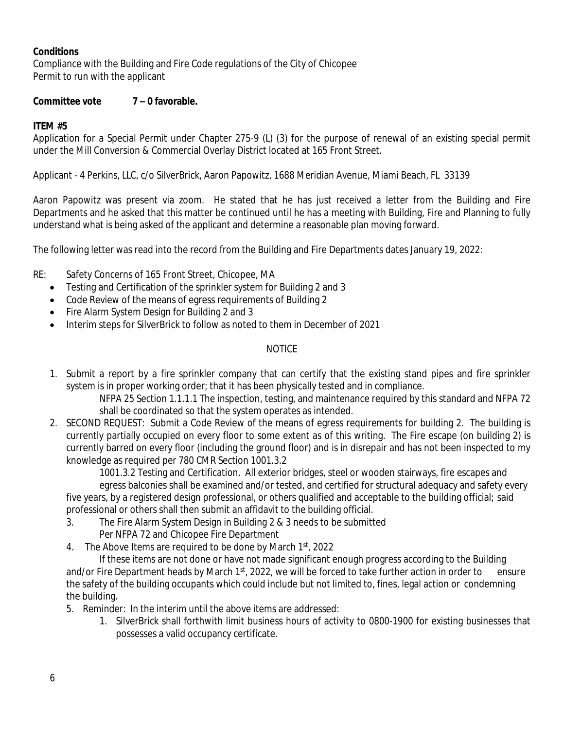**Conditions**
Compliance with the Building and Fire Code regulations of the City of Chicopee
Permit to run with the applicant

**Committee vote 7 – 0 favorable.**

**ITEM #5**
Application for a Special Permit under Chapter 275-9 (L) (3) for the purpose of renewal of an existing special permit under the Mill Conversion & Commercial Overlay District located at 165 Front Street.

Applicant - 4 Perkins, LLC, c/o SilverBrick, Aaron Papowitz, 1688 Meridian Avenue, Miami Beach, FL 33139

Aaron Papowitz was present via zoom. He stated that he has just received a letter from the Building and Fire Departments and he asked that this matter be continued until he has a meeting with Building, Fire and Planning to fully understand what is being asked of the applicant and determine a reasonable plan moving forward.

The following letter was read into the record from the Building and Fire Departments dates January 19, 2022:

RE: Safety Concerns of 165 Front Street, Chicopee, MA

- Testing and Certification of the sprinkler system for Building 2 and 3
- Code Review of the means of egress requirements of Building 2
- Fire Alarm System Design for Building 2 and 3
- Interim steps for SilverBrick to follow as noted to them in December of 2021

NOTICE

1. Submit a report by a fire sprinkler company that can certify that the existing stand pipes and fire sprinkler system is in proper working order; that it has been physically tested and in compliance.

   NFPA 25 Section 1.1.1.1 The inspection, testing, and maintenance required by this standard and NFPA 72 shall be coordinated so that the system operates as intended.

2. SECOND REQUEST: Submit a Code Review of the means of egress requirements for building 2. The building is currently partially occupied on every floor to some extent as of this writing. The Fire escape (on building 2) is currently barred on every floor (including the ground floor) and is in disrepair and has not been inspected to my knowledge as required per 780 CMR Section 1001.3.2

   1001.3.2 Testing and Certification. All exterior bridges, steel or wooden stairways, fire escapes and egress balconies shall be examined and/or tested, and certified for structural adequacy and safety every five years, by a registered design professional, or others qualified and acceptable to the building official; said professional or others shall then submit an affidavit to the building official.

3. The Fire Alarm System Design in Building 2 & 3 needs to be submitted Per NFPA 72 and Chicopee Fire Department

4. The Above Items are required to be done by March 1st, 2022

   If these items are not done or have not made significant enough progress according to the Building and/or Fire Department heads by March 1st, 2022, we will be forced to take further action in order to ensure the safety of the building occupants which could include but not limited to, fines, legal action or condemning the building.

5. Reminder: In the interim until the above items are addressed:
   1. SilverBrick shall forthwith limit business hours of activity to 0800-1900 for existing businesses that possesses a valid occupancy certificate.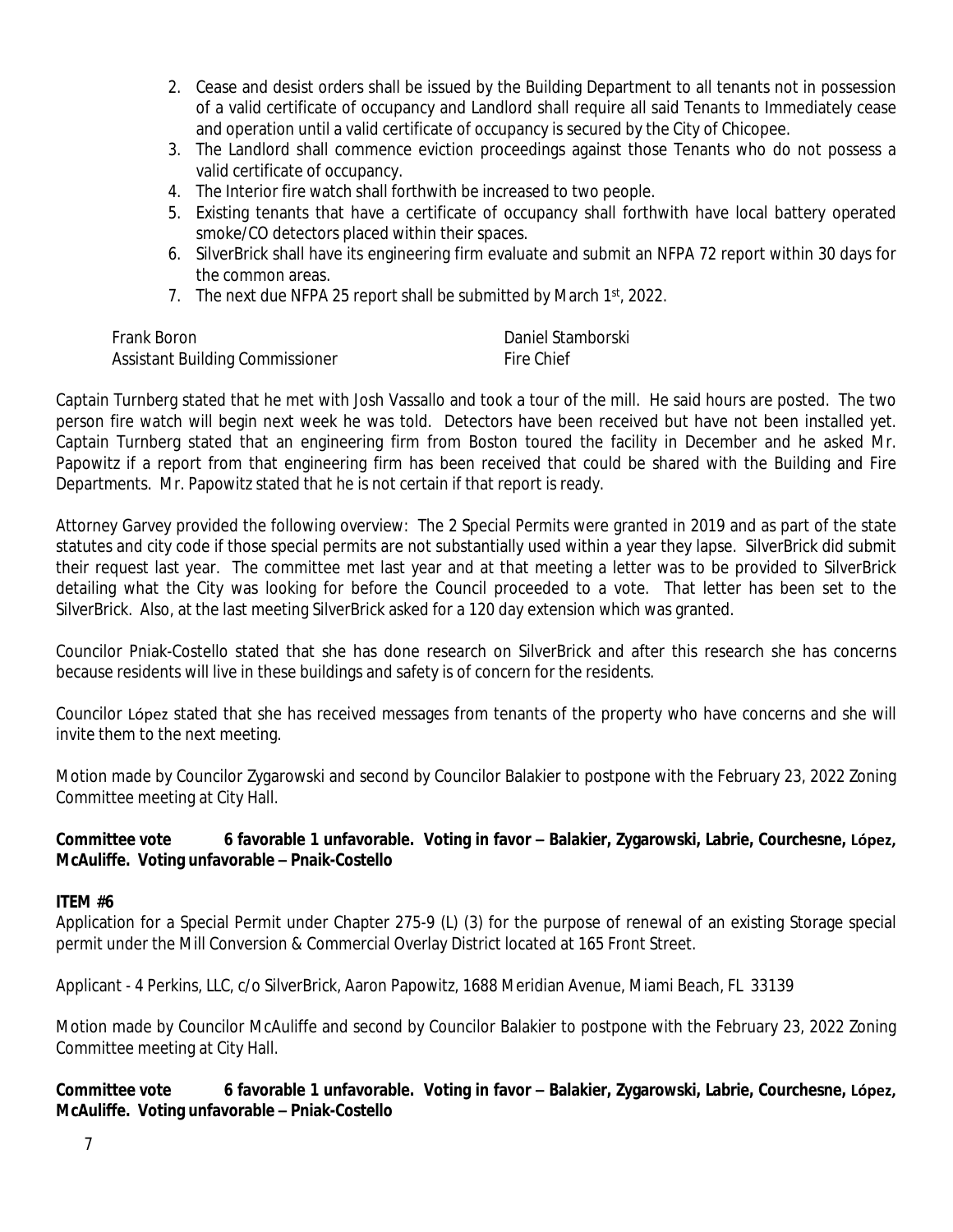2. Cease and desist orders shall be issued by the Building Department to all tenants not in possession of a valid certificate of occupancy and Landlord shall require all said Tenants to Immediately cease and operation until a valid certificate of occupancy is secured by the City of Chicopee.
3. The Landlord shall commence eviction proceedings against those Tenants who do not possess a valid certificate of occupancy.
4. The Interior fire watch shall forthwith be increased to two people.
5. Existing tenants that have a certificate of occupancy shall forthwith have local battery operated smoke/CO detectors placed within their spaces.
6. SilverBrick shall have its engineering firm evaluate and submit an NFPA 72 report within 30 days for the common areas.
7. The next due NFPA 25 report shall be submitted by March 1st, 2022.

Frank Boron
Assistant Building Commissioner

Daniel Stamborski
Fire Chief

Captain Turnberg stated that he met with Josh Vassallo and took a tour of the mill. He said hours are posted. The two person fire watch will begin next week he was told. Detectors have been received but have not been installed yet. Captain Turnberg stated that an engineering firm from Boston toured the facility in December and he asked Mr. Papowitz if a report from that engineering firm has been received that could be shared with the Building and Fire Departments. Mr. Papowitz stated that he is not certain if that report is ready.

Attorney Garvey provided the following overview: The 2 Special Permits were granted in 2019 and as part of the state statutes and city code if those special permits are not substantially used within a year they lapse. SilverBrick did submit their request last year. The committee met last year and at that meeting a letter was to be provided to SilverBrick detailing what the City was looking for before the Council proceeded to a vote. That letter has been set to the SilverBrick. Also, at the last meeting SilverBrick asked for a 120 day extension which was granted.

Councilor Pniak-Costello stated that she has done research on SilverBrick and after this research she has concerns because residents will live in these buildings and safety is of concern for the residents.

Councilor López stated that she has received messages from tenants of the property who have concerns and she will invite them to the next meeting.

Motion made by Councilor Zygarowski and second by Councilor Balakier to postpone with the February 23, 2022 Zoning Committee meeting at City Hall.

**Committee vote 6 favorable 1 unfavorable. Voting in favor – Balakier, Zygarowski, Labrie, Courchesne, López, McAuliffe. Voting unfavorable – Pnaik-Costello**

**ITEM #6**

Application for a Special Permit under Chapter 275-9 (L) (3) for the purpose of renewal of an existing Storage special permit under the Mill Conversion & Commercial Overlay District located at 165 Front Street.

Applicant - 4 Perkins, LLC, c/o SilverBrick, Aaron Papowitz, 1688 Meridian Avenue, Miami Beach, FL 33139

Motion made by Councilor McAuliffe and second by Councilor Balakier to postpone with the February 23, 2022 Zoning Committee meeting at City Hall.

**Committee vote 6 favorable 1 unfavorable. Voting in favor – Balakier, Zygarowski, Labrie, Courchesne, López, McAuliffe. Voting unfavorable – Pnaik-Costello**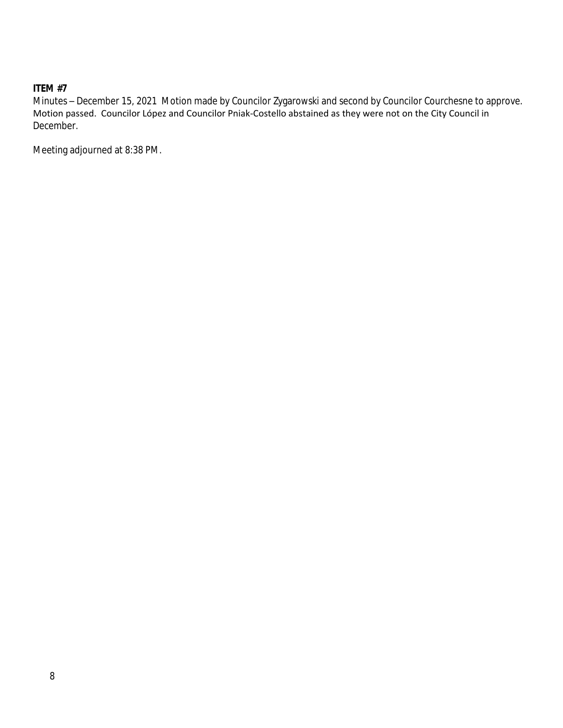**ITEM #7**

Minutes – December 15, 2021 Motion made by Councilor Zygarowski and second by Councilor Courchesne to approve. Motion passed. Councilor López and Councilor Pniak-Costello abstained as they were not on the City Council in December.

Meeting adjourned at 8:38 PM.